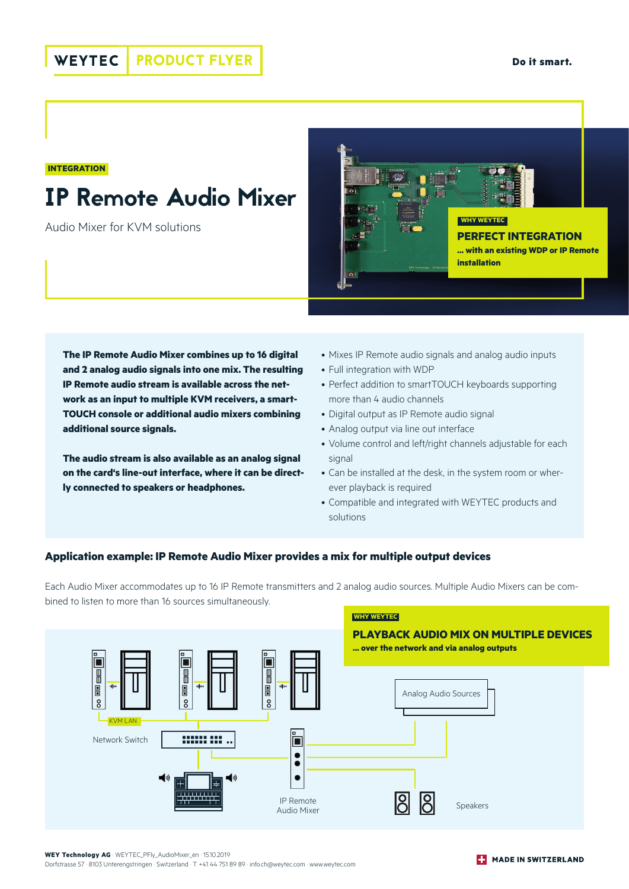WEYTEC | PRODUCT FLYER

**Do it smart.**

INTEGRATION

# IP Remote Audio Mixer

Audio Mixer for KVM solutions

WHY WEYTEC

**PERFECT INTEGRATION**

**... with an existing WDP or IP Remote installation**

**The IP Remote Audio Mixer combines up to 16 digital and 2 analog audio signals into one mix. The resulting IP Remote audio stream is available across the network as an input to multiple KVM receivers, a smartTOUCH console or additional audio mixers combining additional source signals.**

**The audio stream is also available as an analog signal on the card's line-out interface, where it can be directly connected to speakers or headphones.**

- Mixes IP Remote audio signals and analog audio inputs
- Full integration with WDP
- Perfect addition to smartTOUCH keyboards supporting more than 4 audio channels
- Digital output as IP Remote audio signal
- Analog output via line out interface
- Volume control and left/right channels adjustable for each signal
- Can be installed at the desk, in the system room or wherever playback is required
- Compatible and integrated with WEYTEC products and solutions

## Application example: IP Remote Audio Mixer provides a mix for multiple output devices

Each Audio Mixer accommodates up to 16 IP Remote transmitters and 2 analog audio sources. Multiple Audio Mixers can be combined to listen to more than 16 sources simultaneously.

WHY WEYTEC

**PLAYBACK AUDIO MIX ON MULTIPLE DEVICES**

**... over the network and via analog outputs**

KVM LAN

Network Switch

Analog Audio Sources

IP Remote Audio Mixer

Speakers

**WEY Technology AG** · WEYTEC_PFly_AudioMixer_en · 15.10.2019
Dorfstrasse 57 · 8103 Unterengstringen · Switzerland · T +41 44 751 89 89 · info.ch@weytec.com · www.weytec.com

**MADE IN SWITZERLAND**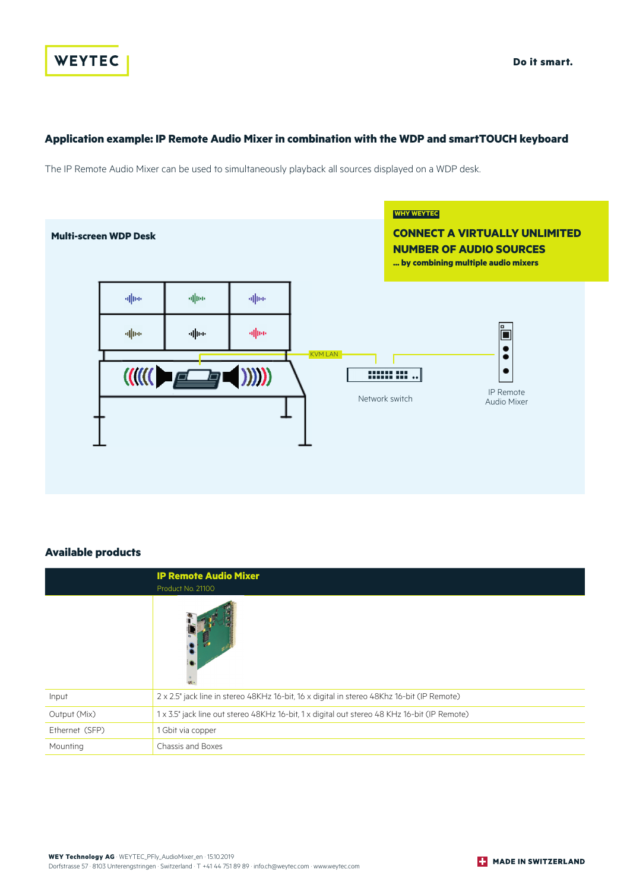## Application example: IP Remote Audio Mixer in combination with the WDP and smartTOUCH keyboard

The IP Remote Audio Mixer can be used to simultaneously playback all sources displayed on a WDP desk.

**Multi-screen WDP Desk**

KVM LAN

Network switch

IP Remote Audio Mixer

WHY WEYTEC

**CONNECT A VIRTUALLY UNLIMITED NUMBER OF AUDIO SOURCES**

**... by combining multiple audio mixers**

## Available products

| | **IP Remote Audio Mixer** Product No. 21100 |
|---|---|
| Input | 2 x 2.5" jack line in stereo 48KHz 16-bit, 16 x digital in stereo 48Khz 16-bit (IP Remote) |
| Output (Mix) | 1 x 3.5" jack line out stereo 48KHz 16-bit, 1 x digital out stereo 48 KHz 16-bit (IP Remote) |
| Ethernet (SFP) | 1 Gbit via copper |
| Mounting | Chassis and Boxes |

**WEY Technology AG** · WEYTEC_PFly_AudioMixer_en · 15.10.2019
Dorfstrasse 57 · 8103 Unterengstringen · Switzerland · T +41 44 751 89 89 · info.ch@weytec.com · www.weytec.com

**MADE IN SWITZERLAND**